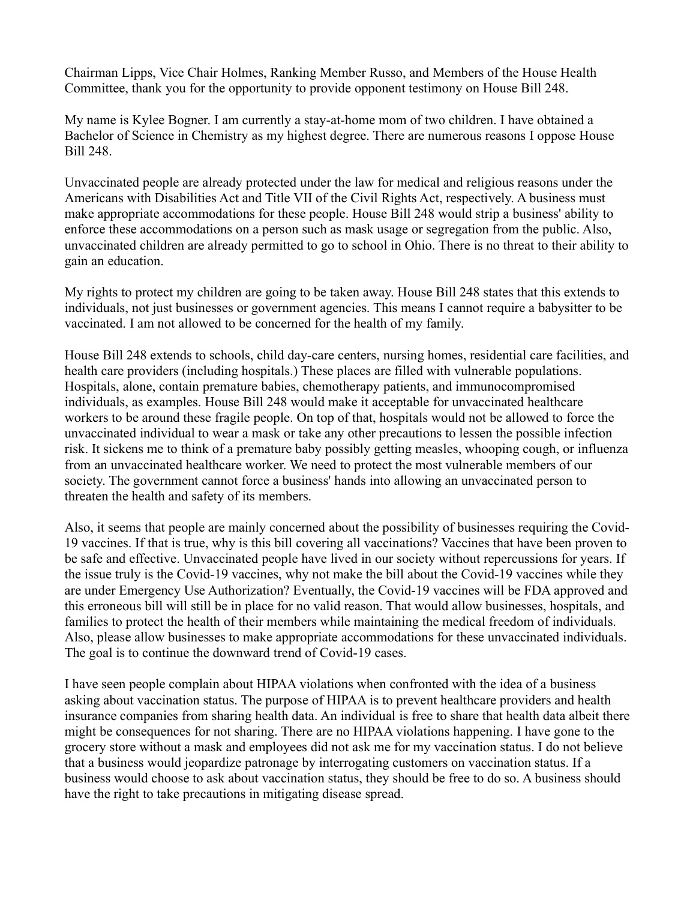Chairman Lipps, Vice Chair Holmes, Ranking Member Russo, and Members of the House Health Committee, thank you for the opportunity to provide opponent testimony on House Bill 248.

My name is Kylee Bogner. I am currently a stay-at-home mom of two children. I have obtained a Bachelor of Science in Chemistry as my highest degree. There are numerous reasons I oppose House Bill 248.

Unvaccinated people are already protected under the law for medical and religious reasons under the Americans with Disabilities Act and Title VII of the Civil Rights Act, respectively. A business must make appropriate accommodations for these people. House Bill 248 would strip a business' ability to enforce these accommodations on a person such as mask usage or segregation from the public. Also, unvaccinated children are already permitted to go to school in Ohio. There is no threat to their ability to gain an education.

My rights to protect my children are going to be taken away. House Bill 248 states that this extends to individuals, not just businesses or government agencies. This means I cannot require a babysitter to be vaccinated. I am not allowed to be concerned for the health of my family.

House Bill 248 extends to schools, child day-care centers, nursing homes, residential care facilities, and health care providers (including hospitals.) These places are filled with vulnerable populations. Hospitals, alone, contain premature babies, chemotherapy patients, and immunocompromised individuals, as examples. House Bill 248 would make it acceptable for unvaccinated healthcare workers to be around these fragile people. On top of that, hospitals would not be allowed to force the unvaccinated individual to wear a mask or take any other precautions to lessen the possible infection risk. It sickens me to think of a premature baby possibly getting measles, whooping cough, or influenza from an unvaccinated healthcare worker. We need to protect the most vulnerable members of our society. The government cannot force a business' hands into allowing an unvaccinated person to threaten the health and safety of its members.

Also, it seems that people are mainly concerned about the possibility of businesses requiring the Covid-19 vaccines. If that is true, why is this bill covering all vaccinations? Vaccines that have been proven to be safe and effective. Unvaccinated people have lived in our society without repercussions for years. If the issue truly is the Covid-19 vaccines, why not make the bill about the Covid-19 vaccines while they are under Emergency Use Authorization? Eventually, the Covid-19 vaccines will be FDA approved and this erroneous bill will still be in place for no valid reason. That would allow businesses, hospitals, and families to protect the health of their members while maintaining the medical freedom of individuals. Also, please allow businesses to make appropriate accommodations for these unvaccinated individuals. The goal is to continue the downward trend of Covid-19 cases.

I have seen people complain about HIPAA violations when confronted with the idea of a business asking about vaccination status. The purpose of HIPAA is to prevent healthcare providers and health insurance companies from sharing health data. An individual is free to share that health data albeit there might be consequences for not sharing. There are no HIPAA violations happening. I have gone to the grocery store without a mask and employees did not ask me for my vaccination status. I do not believe that a business would jeopardize patronage by interrogating customers on vaccination status. If a business would choose to ask about vaccination status, they should be free to do so. A business should have the right to take precautions in mitigating disease spread.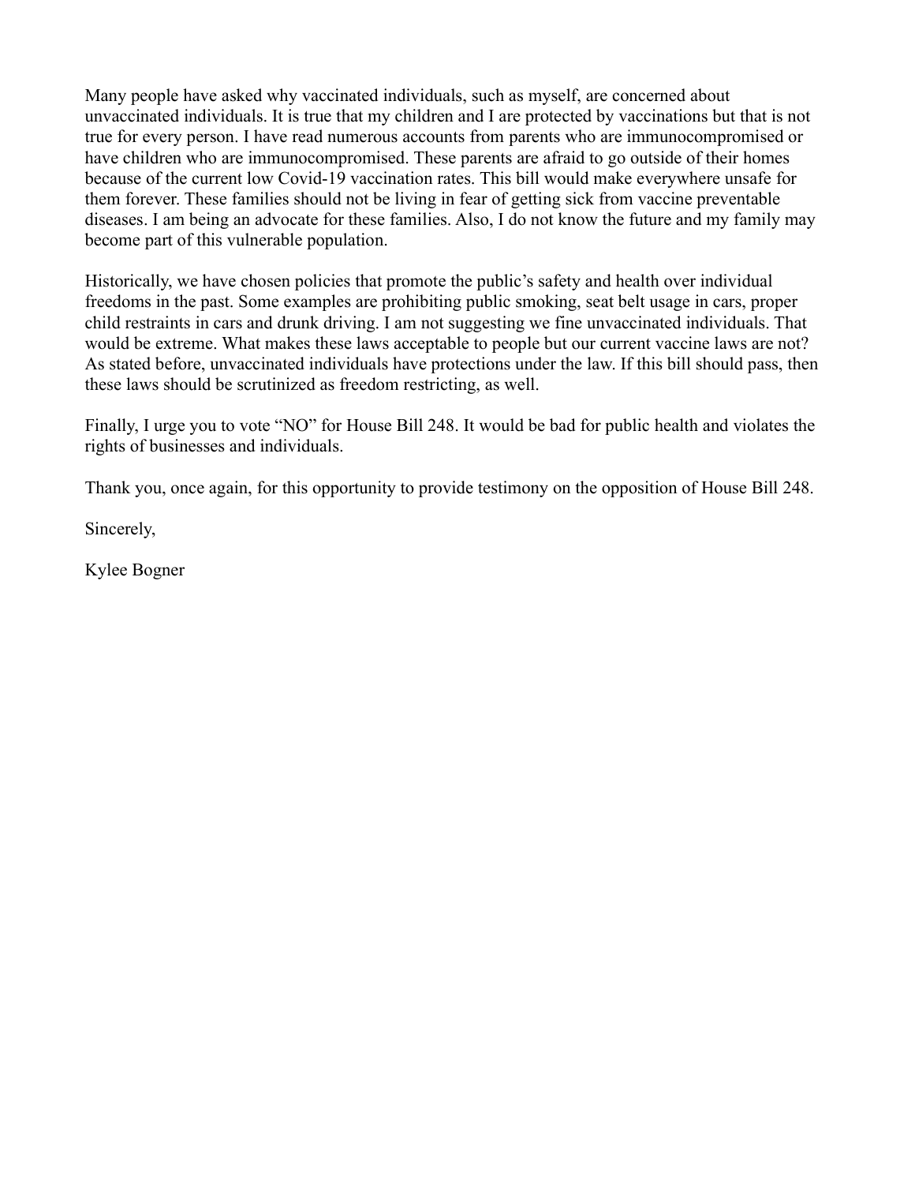Many people have asked why vaccinated individuals, such as myself, are concerned about unvaccinated individuals. It is true that my children and I are protected by vaccinations but that is not true for every person. I have read numerous accounts from parents who are immunocompromised or have children who are immunocompromised. These parents are afraid to go outside of their homes because of the current low Covid-19 vaccination rates. This bill would make everywhere unsafe for them forever. These families should not be living in fear of getting sick from vaccine preventable diseases. I am being an advocate for these families. Also, I do not know the future and my family may become part of this vulnerable population.

Historically, we have chosen policies that promote the public's safety and health over individual freedoms in the past. Some examples are prohibiting public smoking, seat belt usage in cars, proper child restraints in cars and drunk driving. I am not suggesting we fine unvaccinated individuals. That would be extreme. What makes these laws acceptable to people but our current vaccine laws are not? As stated before, unvaccinated individuals have protections under the law. If this bill should pass, then these laws should be scrutinized as freedom restricting, as well.

Finally, I urge you to vote "NO" for House Bill 248. It would be bad for public health and violates the rights of businesses and individuals.

Thank you, once again, for this opportunity to provide testimony on the opposition of House Bill 248.

Sincerely,

Kylee Bogner